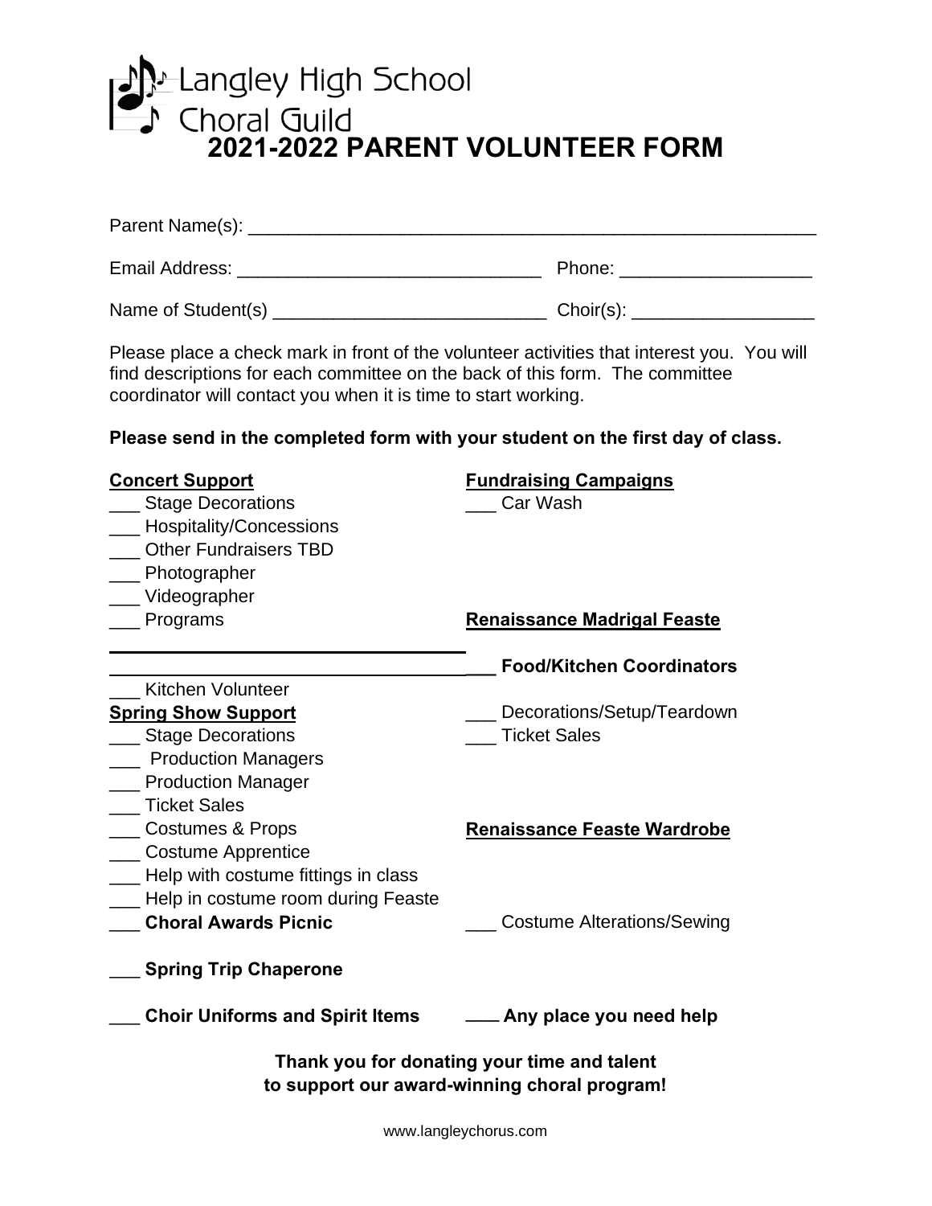# Langley High School Choral Guild

## 2021-2022 PARENT VOLUNTEER FORM

Parent Name(s): ___________________________________________________________

Email Address: ______________________________ Phone: ___________________

Name of Student(s) ___________________________ Choir(s): __________________

Please place a check mark in front of the volunteer activities that interest you. You will find descriptions for each committee on the back of this form. The committee coordinator will contact you when it is time to start working.

**Please send in the completed form with your student on the first day of class.**

**Concert Support**

___ Stage Decorations
___ Hospitality/Concessions
___ Other Fundraisers TBD
___ Photographer
___ Videographer
___ Programs

___ Kitchen Volunteer

**Spring Show Support**

___ Stage Decorations
___ Production Managers
___ Production Manager
___ Ticket Sales
___ Costumes & Props
___ Costume Apprentice
___ Help with costume fittings in class
___ Help in costume room during Feaste

___ **Choral Awards Picnic**

___ **Spring Trip Chaperone**

___ **Choir Uniforms and Spirit Items**

**Fundraising Campaigns**

___ Car Wash

**Renaissance Madrigal Feaste**

___ **Food/Kitchen Coordinators**
___ Decorations/Setup/Teardown
___ Ticket Sales

**Renaissance Feaste Wardrobe**

___ Costume Alterations/Sewing

___ **Any place you need help**

**Thank you for donating your time and talent to support our award-winning choral program!**

www.langleychorus.com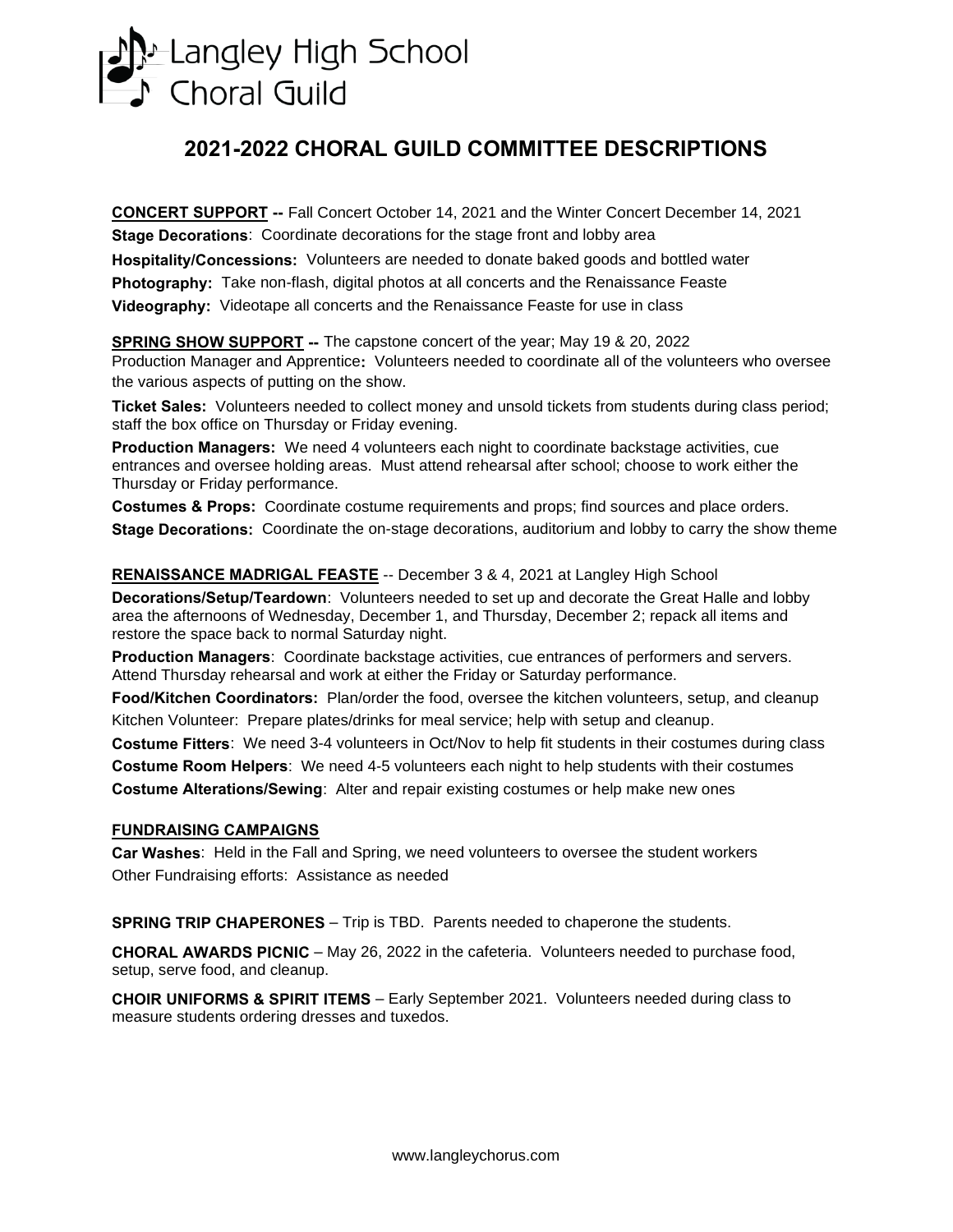Langley High School Choral Guild

# 2021-2022 CHORAL GUILD COMMITTEE DESCRIPTIONS

**CONCERT SUPPORT --** Fall Concert October 14, 2021 and the Winter Concert December 14, 2021

**Stage Decorations**: Coordinate decorations for the stage front and lobby area

**Hospitality/Concessions:** Volunteers are needed to donate baked goods and bottled water

**Photography:** Take non-flash, digital photos at all concerts and the Renaissance Feaste

**Videography:** Videotape all concerts and the Renaissance Feaste for use in class

**SPRING SHOW SUPPORT --** The capstone concert of the year; May 19 & 20, 2022

Production Manager and Apprentice**:** Volunteers needed to coordinate all of the volunteers who oversee the various aspects of putting on the show.

**Ticket Sales:** Volunteers needed to collect money and unsold tickets from students during class period; staff the box office on Thursday or Friday evening.

**Production Managers:** We need 4 volunteers each night to coordinate backstage activities, cue entrances and oversee holding areas. Must attend rehearsal after school; choose to work either the Thursday or Friday performance.

**Costumes & Props:** Coordinate costume requirements and props; find sources and place orders.

**Stage Decorations:** Coordinate the on-stage decorations, auditorium and lobby to carry the show theme

**RENAISSANCE MADRIGAL FEASTE** -- December 3 & 4, 2021 at Langley High School

**Decorations/Setup/Teardown**: Volunteers needed to set up and decorate the Great Halle and lobby area the afternoons of Wednesday, December 1, and Thursday, December 2; repack all items and restore the space back to normal Saturday night.

**Production Managers**: Coordinate backstage activities, cue entrances of performers and servers. Attend Thursday rehearsal and work at either the Friday or Saturday performance.

**Food/Kitchen Coordinators:** Plan/order the food, oversee the kitchen volunteers, setup, and cleanup

Kitchen Volunteer: Prepare plates/drinks for meal service; help with setup and cleanup.

**Costume Fitters**: We need 3-4 volunteers in Oct/Nov to help fit students in their costumes during class

**Costume Room Helpers**: We need 4-5 volunteers each night to help students with their costumes

**Costume Alterations/Sewing**: Alter and repair existing costumes or help make new ones

**FUNDRAISING CAMPAIGNS**

**Car Washes**: Held in the Fall and Spring, we need volunteers to oversee the student workers

Other Fundraising efforts: Assistance as needed

**SPRING TRIP CHAPERONES** – Trip is TBD. Parents needed to chaperone the students.

**CHORAL AWARDS PICNIC** – May 26, 2022 in the cafeteria. Volunteers needed to purchase food, setup, serve food, and cleanup.

**CHOIR UNIFORMS & SPIRIT ITEMS** – Early September 2021. Volunteers needed during class to measure students ordering dresses and tuxedos.

www.langleychorus.com